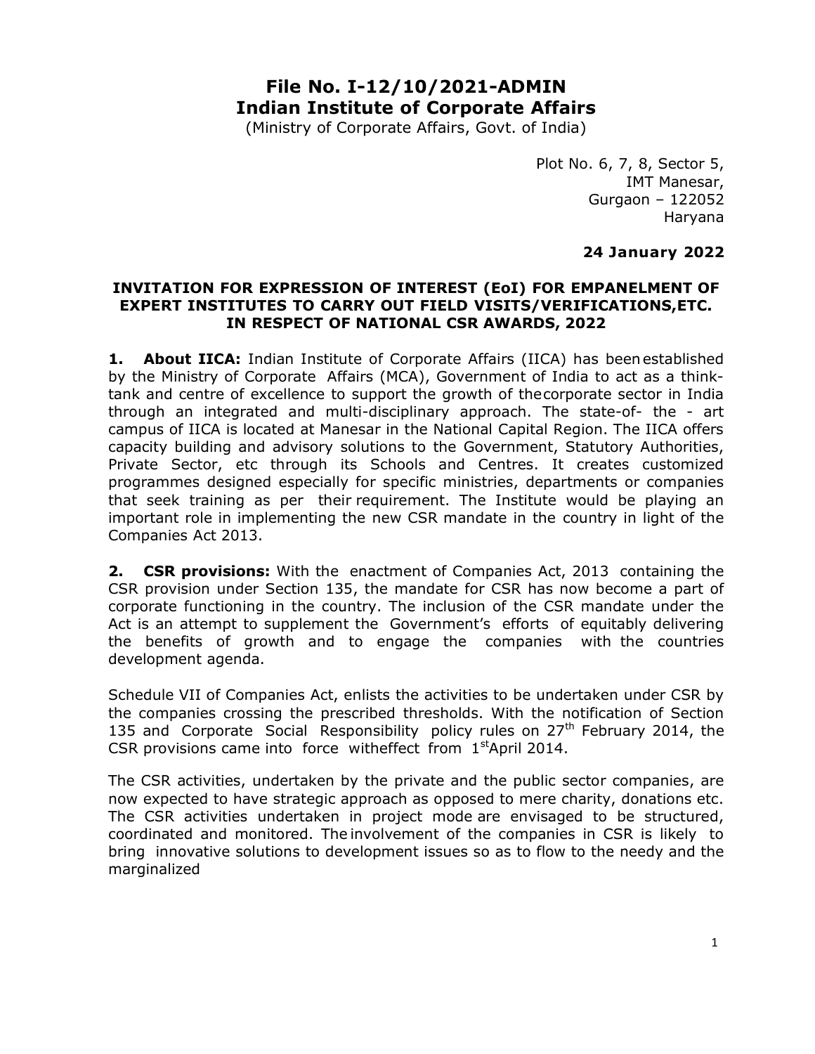# File No. I-12/10/2021-ADMIN
# Indian Institute of Corporate Affairs

(Ministry of Corporate Affairs, Govt. of India)

Plot No. 6, 7, 8, Sector 5,
IMT Manesar,
Gurgaon – 122052
Haryana

**24 January 2022**

**INVITATION FOR EXPRESSION OF INTEREST (EoI) FOR EMPANELMENT OF EXPERT INSTITUTES TO CARRY OUT FIELD VISITS/VERIFICATIONS,ETC. IN RESPECT OF NATIONAL CSR AWARDS, 2022**

**1. About IICA:** Indian Institute of Corporate Affairs (IICA) has been established by the Ministry of Corporate Affairs (MCA), Government of India to act as a think-tank and centre of excellence to support the growth of the corporate sector in India through an integrated and multi-disciplinary approach. The state-of- the - art campus of IICA is located at Manesar in the National Capital Region. The IICA offers capacity building and advisory solutions to the Government, Statutory Authorities, Private Sector, etc through its Schools and Centres. It creates customized programmes designed especially for specific ministries, departments or companies that seek training as per their requirement. The Institute would be playing an important role in implementing the new CSR mandate in the country in light of the Companies Act 2013.

**2. CSR provisions:** With the enactment of Companies Act, 2013 containing the CSR provision under Section 135, the mandate for CSR has now become a part of corporate functioning in the country. The inclusion of the CSR mandate under the Act is an attempt to supplement the Government's efforts of equitably delivering the benefits of growth and to engage the companies with the countries development agenda.

Schedule VII of Companies Act, enlists the activities to be undertaken under CSR by the companies crossing the prescribed thresholds. With the notification of Section 135 and Corporate Social Responsibility policy rules on 27th February 2014, the CSR provisions came into force witheffect from 1st April 2014.

The CSR activities, undertaken by the private and the public sector companies, are now expected to have strategic approach as opposed to mere charity, donations etc. The CSR activities undertaken in project mode are envisaged to be structured, coordinated and monitored. The involvement of the companies in CSR is likely to bring innovative solutions to development issues so as to flow to the needy and the marginalized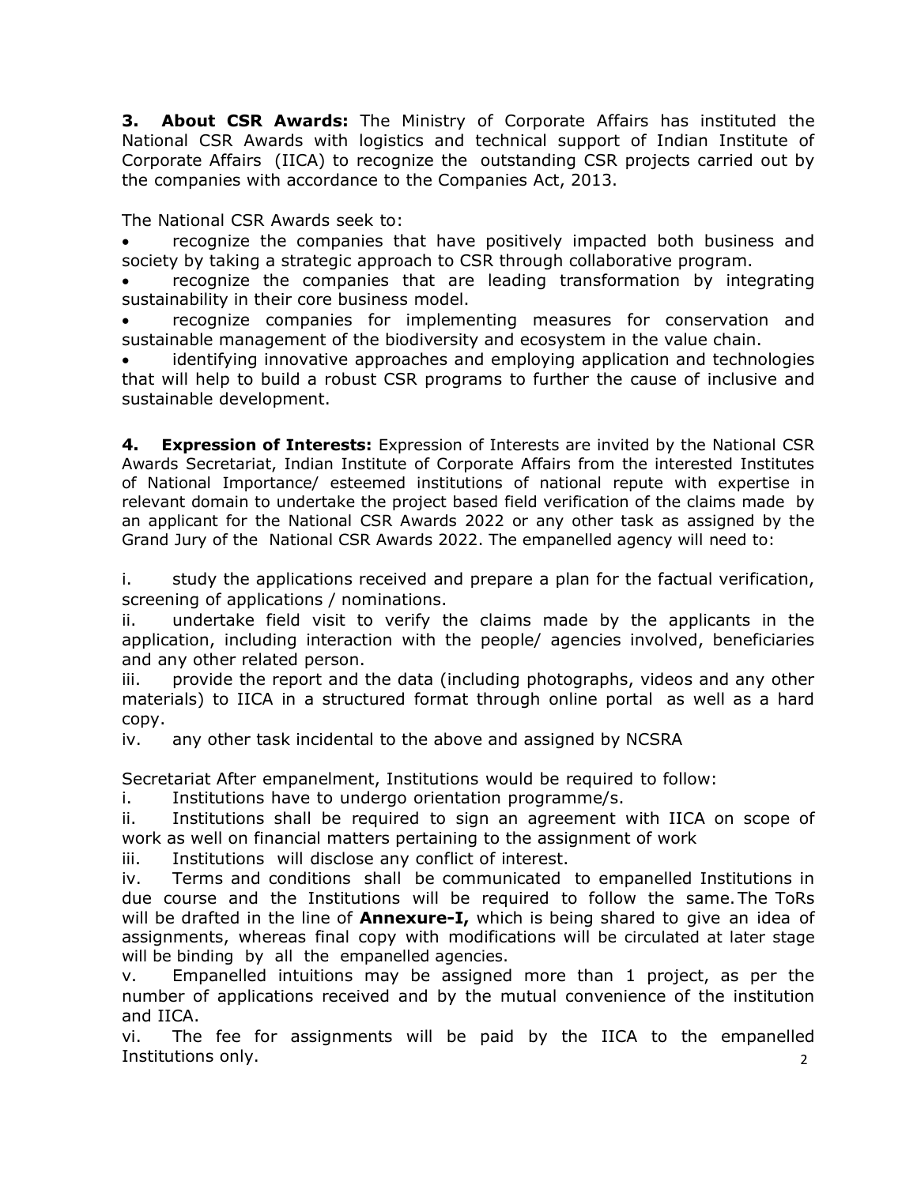**3. About CSR Awards:** The Ministry of Corporate Affairs has instituted the National CSR Awards with logistics and technical support of Indian Institute of Corporate Affairs (IICA) to recognize the outstanding CSR projects carried out by the companies with accordance to the Companies Act, 2013.

The National CSR Awards seek to:

- recognize the companies that have positively impacted both business and society by taking a strategic approach to CSR through collaborative program.
- recognize the companies that are leading transformation by integrating sustainability in their core business model.
- recognize companies for implementing measures for conservation and sustainable management of the biodiversity and ecosystem in the value chain.
- identifying innovative approaches and employing application and technologies that will help to build a robust CSR programs to further the cause of inclusive and sustainable development.

**4. Expression of Interests:** Expression of Interests are invited by the National CSR Awards Secretariat, Indian Institute of Corporate Affairs from the interested Institutes of National Importance/ esteemed institutions of national repute with expertise in relevant domain to undertake the project based field verification of the claims made by an applicant for the National CSR Awards 2022 or any other task as assigned by the Grand Jury of the National CSR Awards 2022. The empanelled agency will need to:

i. study the applications received and prepare a plan for the factual verification, screening of applications / nominations.

ii. undertake field visit to verify the claims made by the applicants in the application, including interaction with the people/ agencies involved, beneficiaries and any other related person.

iii. provide the report and the data (including photographs, videos and any other materials) to IICA in a structured format through online portal as well as a hard copy.

iv. any other task incidental to the above and assigned by NCSRA

Secretariat After empanelment, Institutions would be required to follow:

i. Institutions have to undergo orientation programme/s.

ii. Institutions shall be required to sign an agreement with IICA on scope of work as well on financial matters pertaining to the assignment of work

iii. Institutions will disclose any conflict of interest.

iv. Terms and conditions shall be communicated to empanelled Institutions in due course and the Institutions will be required to follow the same. The ToRs will be drafted in the line of **Annexure-I,** which is being shared to give an idea of assignments, whereas final copy with modifications will be circulated at later stage will be binding by all the empanelled agencies.

v. Empanelled intuitions may be assigned more than 1 project, as per the number of applications received and by the mutual convenience of the institution and IICA.

vi. The fee for assignments will be paid by the IICA to the empanelled Institutions only.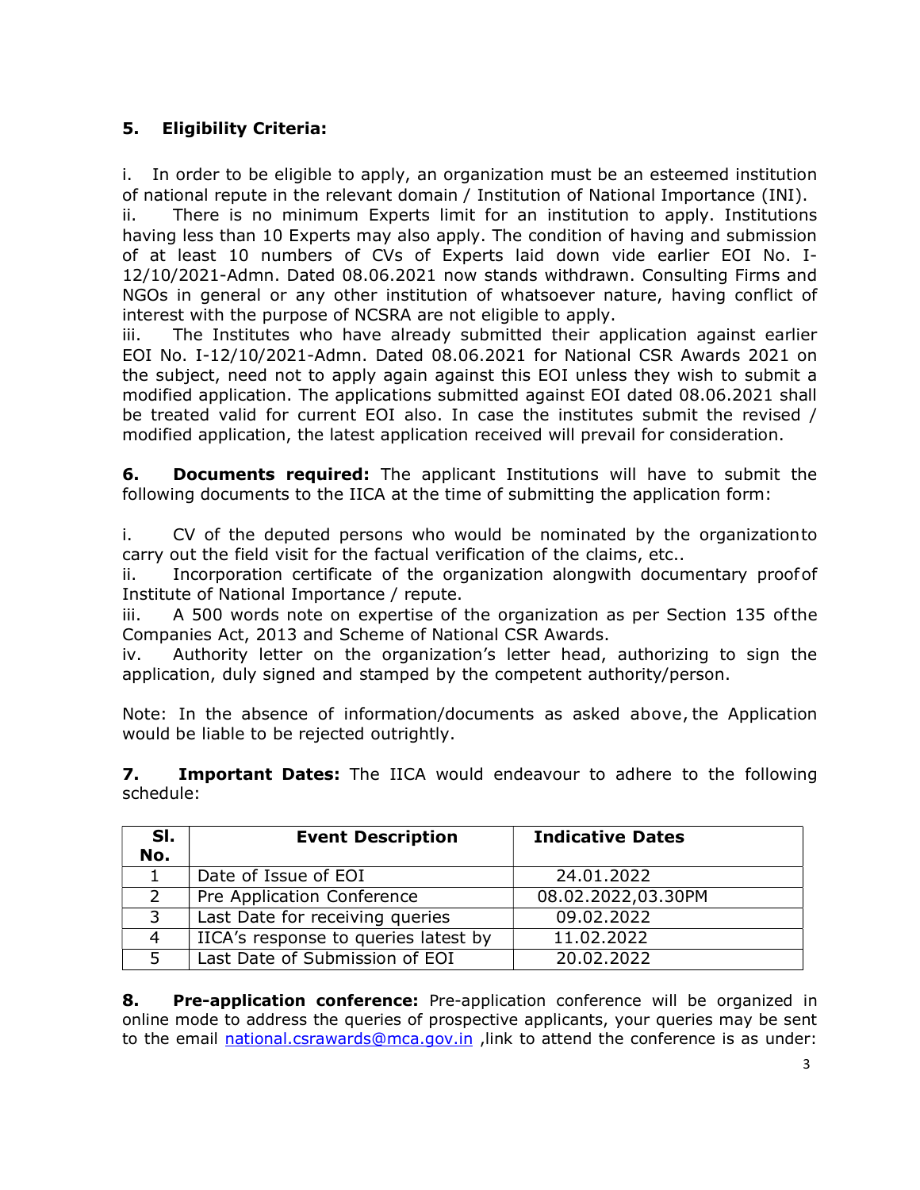## 5. Eligibility Criteria:

i. In order to be eligible to apply, an organization must be an esteemed institution of national repute in the relevant domain / Institution of National Importance (INI).

ii. There is no minimum Experts limit for an institution to apply. Institutions having less than 10 Experts may also apply. The condition of having and submission of at least 10 numbers of CVs of Experts laid down vide earlier EOI No. I-12/10/2021-Admn. Dated 08.06.2021 now stands withdrawn. Consulting Firms and NGOs in general or any other institution of whatsoever nature, having conflict of interest with the purpose of NCSRA are not eligible to apply.

iii. The Institutes who have already submitted their application against earlier EOI No. I-12/10/2021-Admn. Dated 08.06.2021 for National CSR Awards 2021 on the subject, need not to apply again against this EOI unless they wish to submit a modified application. The applications submitted against EOI dated 08.06.2021 shall be treated valid for current EOI also. In case the institutes submit the revised / modified application, the latest application received will prevail for consideration.

**6. Documents required:** The applicant Institutions will have to submit the following documents to the IICA at the time of submitting the application form:

i. CV of the deputed persons who would be nominated by the organizationto carry out the field visit for the factual verification of the claims, etc..

ii. Incorporation certificate of the organization alongwith documentary proofof Institute of National Importance / repute.

iii. A 500 words note on expertise of the organization as per Section 135 ofthe Companies Act, 2013 and Scheme of National CSR Awards.

iv. Authority letter on the organization's letter head, authorizing to sign the application, duly signed and stamped by the competent authority/person.

Note: In the absence of information/documents as asked above, the Application would be liable to be rejected outrightly.

**7. Important Dates:** The IICA would endeavour to adhere to the following schedule:

| Sl. No. | Event Description | Indicative Dates |
|---|---|---|
| 1 | Date of Issue of EOI | 24.01.2022 |
| 2 | Pre Application Conference | 08.02.2022,03.30PM |
| 3 | Last Date for receiving queries | 09.02.2022 |
| 4 | IICA's response to queries latest by | 11.02.2022 |
| 5 | Last Date of Submission of EOI | 20.02.2022 |

**8. Pre-application conference:** Pre-application conference will be organized in online mode to address the queries of prospective applicants, your queries may be sent to the email national.csrawards@mca.gov.in ,link to attend the conference is as under: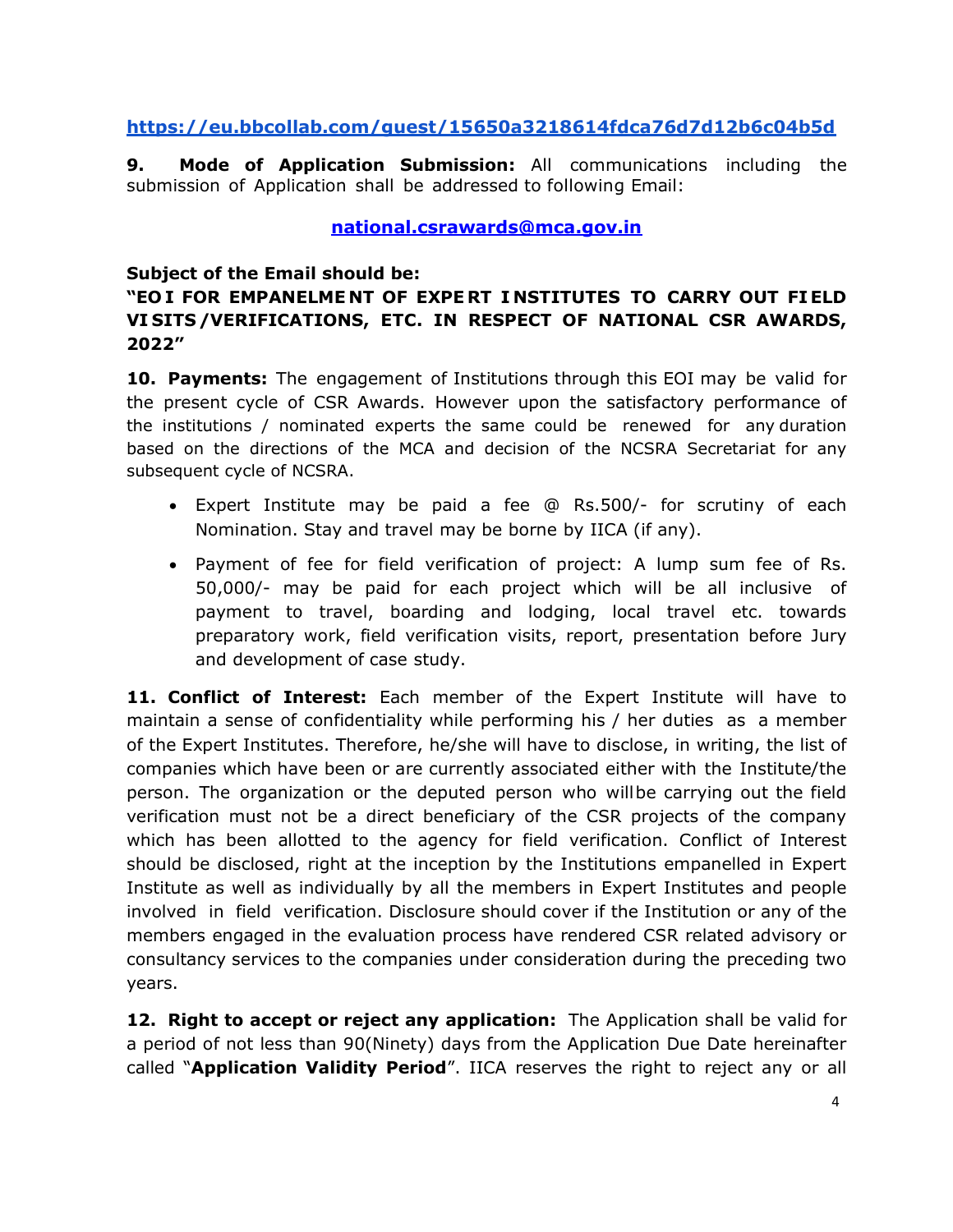https://eu.bbcollab.com/guest/15650a3218614fdca76d7d12b6c04b5d

**9. Mode of Application Submission:** All communications including the submission of Application shall be addressed to following Email:

**national.csrawards@mca.gov.in**

**Subject of the Email should be:**

**"EOI FOR EMPANELMENT OF EXPERT INSTITUTES TO CARRY OUT FIELD VISITS/VERIFICATIONS, ETC. IN RESPECT OF NATIONAL CSR AWARDS, 2022"**

**10. Payments:** The engagement of Institutions through this EOI may be valid for the present cycle of CSR Awards. However upon the satisfactory performance of the institutions / nominated experts the same could be renewed for any duration based on the directions of the MCA and decision of the NCSRA Secretariat for any subsequent cycle of NCSRA.

- Expert Institute may be paid a fee @ Rs.500/- for scrutiny of each Nomination. Stay and travel may be borne by IICA (if any).
- Payment of fee for field verification of project: A lump sum fee of Rs. 50,000/- may be paid for each project which will be all inclusive of payment to travel, boarding and lodging, local travel etc. towards preparatory work, field verification visits, report, presentation before Jury and development of case study.

**11. Conflict of Interest:** Each member of the Expert Institute will have to maintain a sense of confidentiality while performing his / her duties as a member of the Expert Institutes. Therefore, he/she will have to disclose, in writing, the list of companies which have been or are currently associated either with the Institute/the person. The organization or the deputed person who will be carrying out the field verification must not be a direct beneficiary of the CSR projects of the company which has been allotted to the agency for field verification. Conflict of Interest should be disclosed, right at the inception by the Institutions empanelled in Expert Institute as well as individually by all the members in Expert Institutes and people involved in field verification. Disclosure should cover if the Institution or any of the members engaged in the evaluation process have rendered CSR related advisory or consultancy services to the companies under consideration during the preceding two years.

**12. Right to accept or reject any application:** The Application shall be valid for a period of not less than 90(Ninety) days from the Application Due Date hereinafter called "**Application Validity Period**". IICA reserves the right to reject any or all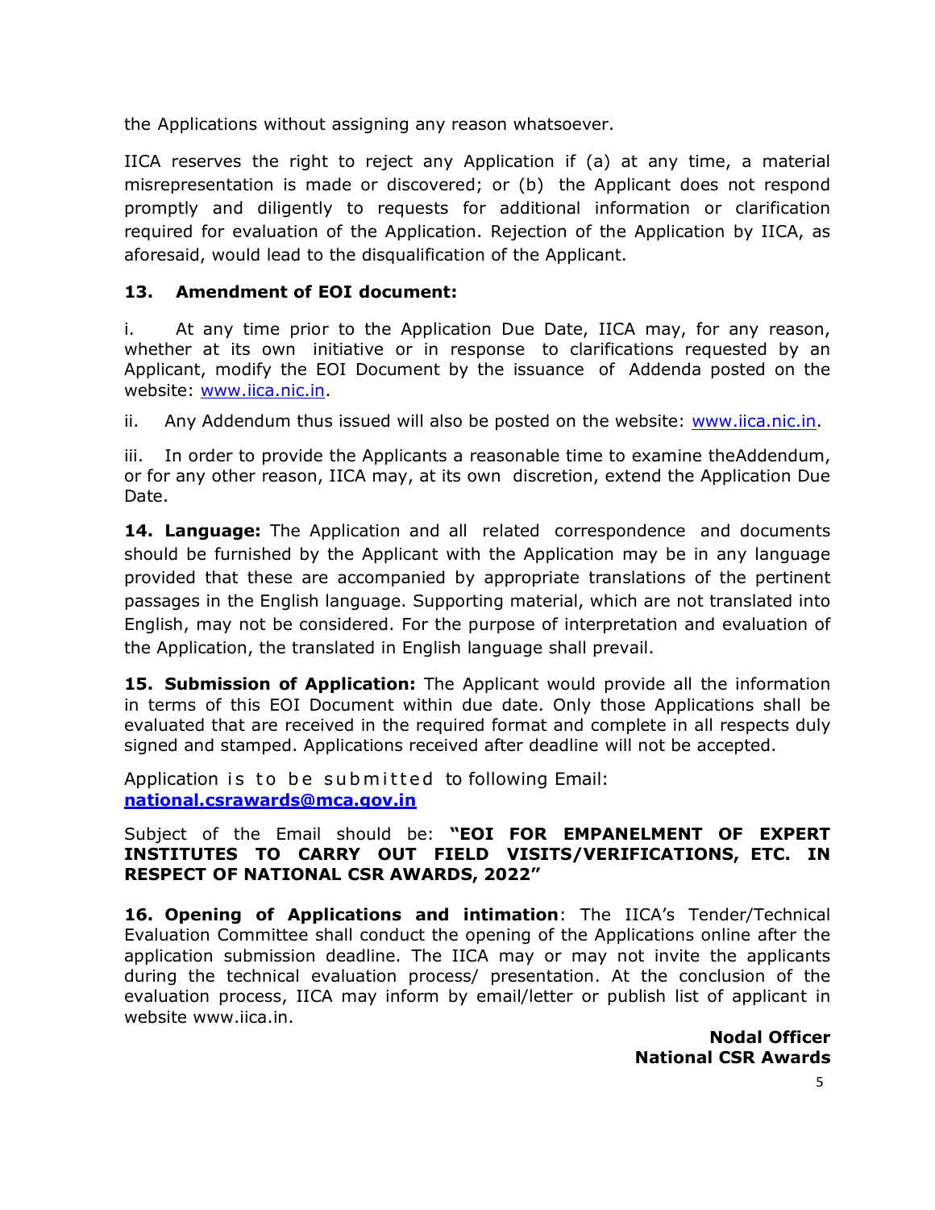the Applications without assigning any reason whatsoever.

IICA reserves the right to reject any Application if (a) at any time, a material misrepresentation is made or discovered; or (b) the Applicant does not respond promptly and diligently to requests for additional information or clarification required for evaluation of the Application. Rejection of the Application by IICA, as aforesaid, would lead to the disqualification of the Applicant.

**13. Amendment of EOI document:**

i. At any time prior to the Application Due Date, IICA may, for any reason, whether at its own initiative or in response to clarifications requested by an Applicant, modify the EOI Document by the issuance of Addenda posted on the website: www.iica.nic.in.

ii. Any Addendum thus issued will also be posted on the website: www.iica.nic.in.

iii. In order to provide the Applicants a reasonable time to examine theAddendum, or for any other reason, IICA may, at its own discretion, extend the Application Due Date.

**14. Language:** The Application and all related correspondence and documents should be furnished by the Applicant with the Application may be in any language provided that these are accompanied by appropriate translations of the pertinent passages in the English language. Supporting material, which are not translated into English, may not be considered. For the purpose of interpretation and evaluation of the Application, the translated in English language shall prevail.

**15. Submission of Application:** The Applicant would provide all the information in terms of this EOI Document within due date. Only those Applications shall be evaluated that are received in the required format and complete in all respects duly signed and stamped. Applications received after deadline will not be accepted.

Application is to be submitted to following Email: **national.csrawards@mca.gov.in**

Subject of the Email should be: **"EOI FOR EMPANELMENT OF EXPERT INSTITUTES TO CARRY OUT FIELD VISITS/VERIFICATIONS, ETC. IN RESPECT OF NATIONAL CSR AWARDS, 2022"**

**16. Opening of Applications and intimation**: The IICA's Tender/Technical Evaluation Committee shall conduct the opening of the Applications online after the application submission deadline. The IICA may or may not invite the applicants during the technical evaluation process/ presentation. At the conclusion of the evaluation process, IICA may inform by email/letter or publish list of applicant in website www.iica.in.

**Nodal Officer**
**National CSR Awards**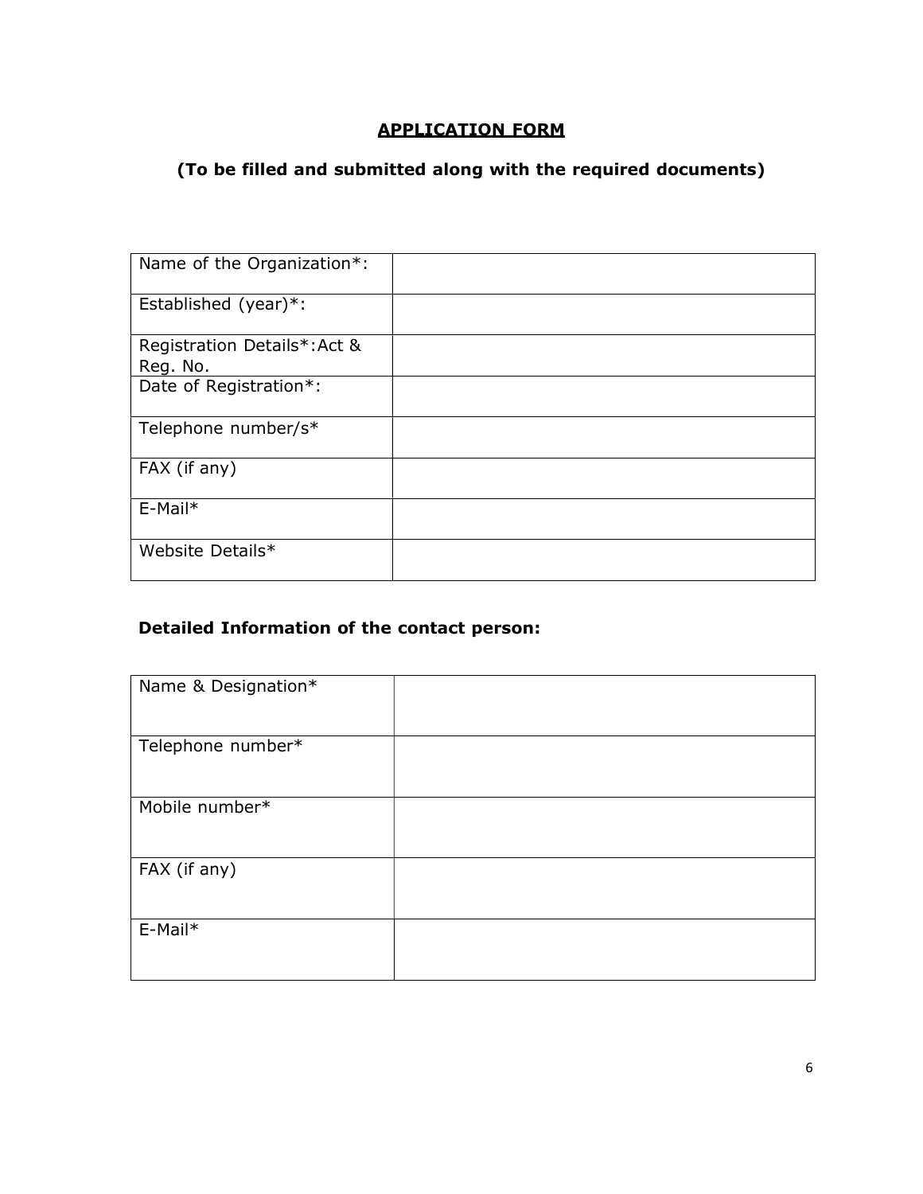## **APPLICATION FORM**

**(To be filled and submitted along with the required documents)**

| | |
|---|---|
| Name of the Organization*: | |
| Established (year)*: | |
| Registration Details*:Act & Reg. No. | |
| Date of Registration*: | |
| Telephone number/s* | |
| FAX (if any) | |
| E-Mail* | |
| Website Details* | |

**Detailed Information of the contact person:**

| | |
|---|---|
| Name & Designation* | |
| Telephone number* | |
| Mobile number* | |
| FAX (if any) | |
| E-Mail* | |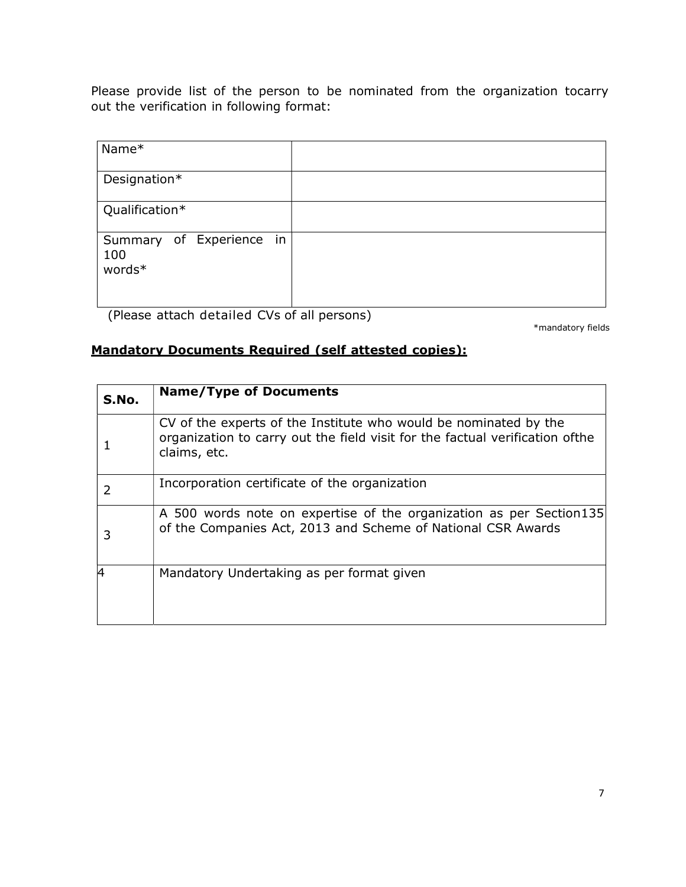Please provide list of the person to be nominated from the organization tocarry out the verification in following format:

| | |
|---|---|
| Name* | |
| Designation* | |
| Qualification* | |
| Summary of Experience in 100 words* | |

(Please attach detailed CVs of all persons)

*mandatory fields

**Mandatory Documents Required (self attested copies):**

| S.No. | Name/Type of Documents |
|---|---|
| 1 | CV of the experts of the Institute who would be nominated by the organization to carry out the field visit for the factual verification ofthe claims, etc. |
| 2 | Incorporation certificate of the organization |
| 3 | A 500 words note on expertise of the organization as per Section135 of the Companies Act, 2013 and Scheme of National CSR Awards |
| 4 | Mandatory Undertaking as per format given |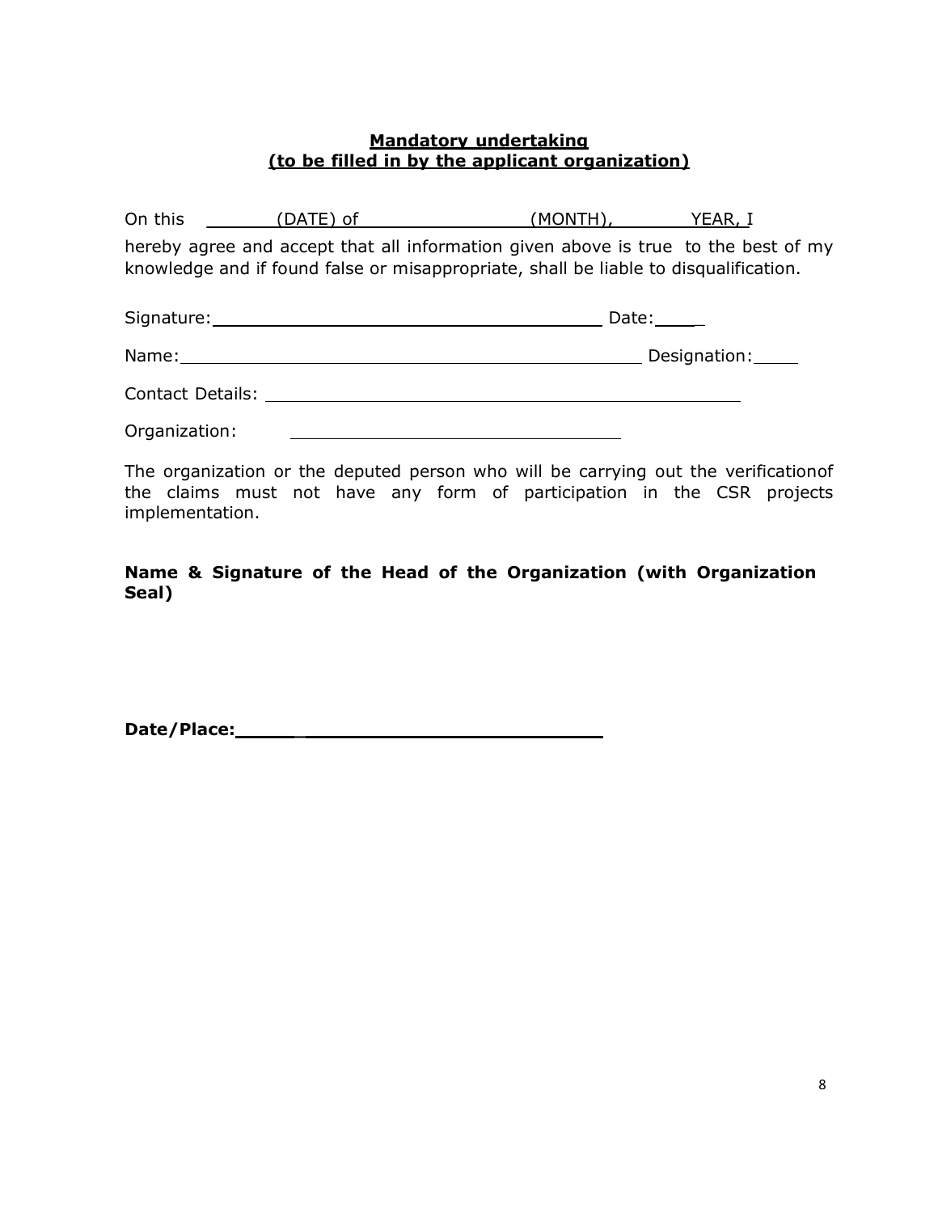**Mandatory undertaking**
**(to be filled in by the applicant organization)**

On this ______(DATE) of ______________(MONTH), ______YEAR, I hereby agree and accept that all information given above is true to the best of my knowledge and if found false or misappropriate, shall be liable to disqualification.

Signature: ____________________________________ Date:_____

Name: ____________________________________________ Designation:_____

Contact Details: _____________________________________________

Organization: ________________________________

The organization or the deputed person who will be carrying out the verificationof the claims must not have any form of participation in the CSR projects implementation.

**Name & Signature of the Head of the Organization (with Organization Seal)**

**Date/Place:** ________________________________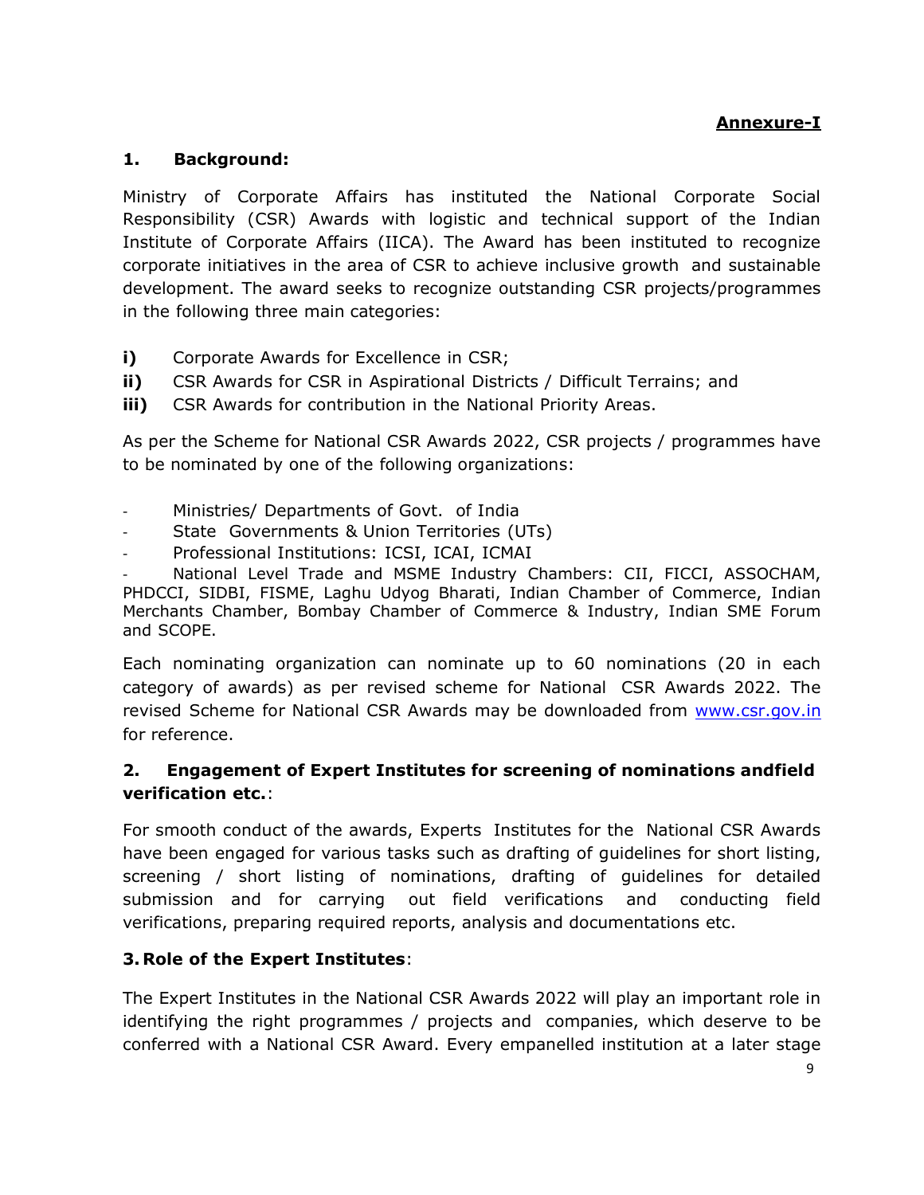**Annexure-I**

## 1. Background:

Ministry of Corporate Affairs has instituted the National Corporate Social Responsibility (CSR) Awards with logistic and technical support of the Indian Institute of Corporate Affairs (IICA). The Award has been instituted to recognize corporate initiatives in the area of CSR to achieve inclusive growth and sustainable development. The award seeks to recognize outstanding CSR projects/programmes in the following three main categories:

**i)** Corporate Awards for Excellence in CSR;
**ii)** CSR Awards for CSR in Aspirational Districts / Difficult Terrains; and
**iii)** CSR Awards for contribution in the National Priority Areas.

As per the Scheme for National CSR Awards 2022, CSR projects / programmes have to be nominated by one of the following organizations:

- Ministries/ Departments of Govt. of India
- State Governments & Union Territories (UTs)
- Professional Institutions: ICSI, ICAI, ICMAI
- National Level Trade and MSME Industry Chambers: CII, FICCI, ASSOCHAM, PHDCCI, SIDBI, FISME, Laghu Udyog Bharati, Indian Chamber of Commerce, Indian Merchants Chamber, Bombay Chamber of Commerce & Industry, Indian SME Forum and SCOPE.

Each nominating organization can nominate up to 60 nominations (20 in each category of awards) as per revised scheme for National CSR Awards 2022. The revised Scheme for National CSR Awards may be downloaded from www.csr.gov.in for reference.

## 2. Engagement of Expert Institutes for screening of nominations andfield verification etc.:

For smooth conduct of the awards, Experts Institutes for the National CSR Awards have been engaged for various tasks such as drafting of guidelines for short listing, screening / short listing of nominations, drafting of guidelines for detailed submission and for carrying out field verifications and conducting field verifications, preparing required reports, analysis and documentations etc.

## 3. Role of the Expert Institutes:

The Expert Institutes in the National CSR Awards 2022 will play an important role in identifying the right programmes / projects and companies, which deserve to be conferred with a National CSR Award. Every empanelled institution at a later stage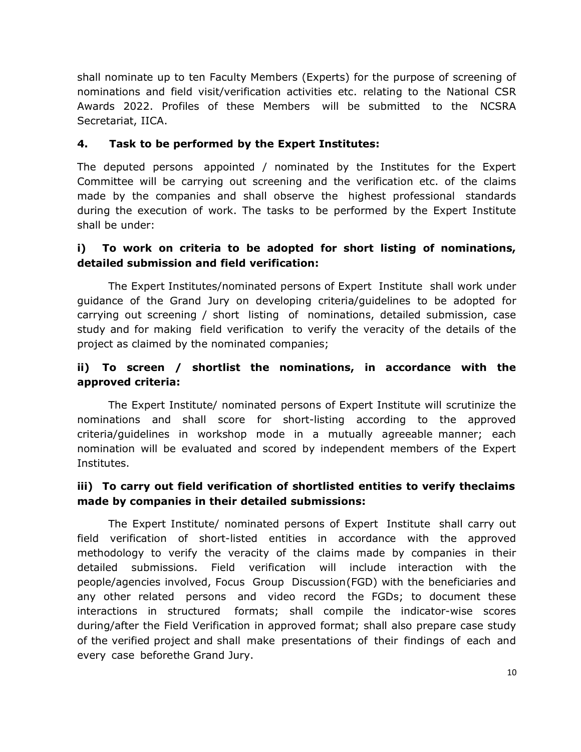shall nominate up to ten Faculty Members (Experts) for the purpose of screening of nominations and field visit/verification activities etc. relating to the National CSR Awards 2022. Profiles of these Members will be submitted to the NCSRA Secretariat, IICA.

### 4. Task to be performed by the Expert Institutes:

The deputed persons appointed / nominated by the Institutes for the Expert Committee will be carrying out screening and the verification etc. of the claims made by the companies and shall observe the highest professional standards during the execution of work. The tasks to be performed by the Expert Institute shall be under:

**i) To work on criteria to be adopted for short listing of nominations, detailed submission and field verification:**

The Expert Institutes/nominated persons of Expert Institute shall work under guidance of the Grand Jury on developing criteria/guidelines to be adopted for carrying out screening / short listing of nominations, detailed submission, case study and for making field verification to verify the veracity of the details of the project as claimed by the nominated companies;

**ii) To screen / shortlist the nominations, in accordance with the approved criteria:**

The Expert Institute/ nominated persons of Expert Institute will scrutinize the nominations and shall score for short-listing according to the approved criteria/guidelines in workshop mode in a mutually agreeable manner; each nomination will be evaluated and scored by independent members of the Expert Institutes.

**iii) To carry out field verification of shortlisted entities to verify theclaims made by companies in their detailed submissions:**

The Expert Institute/ nominated persons of Expert Institute shall carry out field verification of short-listed entities in accordance with the approved methodology to verify the veracity of the claims made by companies in their detailed submissions. Field verification will include interaction with the people/agencies involved, Focus Group Discussion(FGD) with the beneficiaries and any other related persons and video record the FGDs; to document these interactions in structured formats; shall compile the indicator-wise scores during/after the Field Verification in approved format; shall also prepare case study of the verified project and shall make presentations of their findings of each and every case beforethe Grand Jury.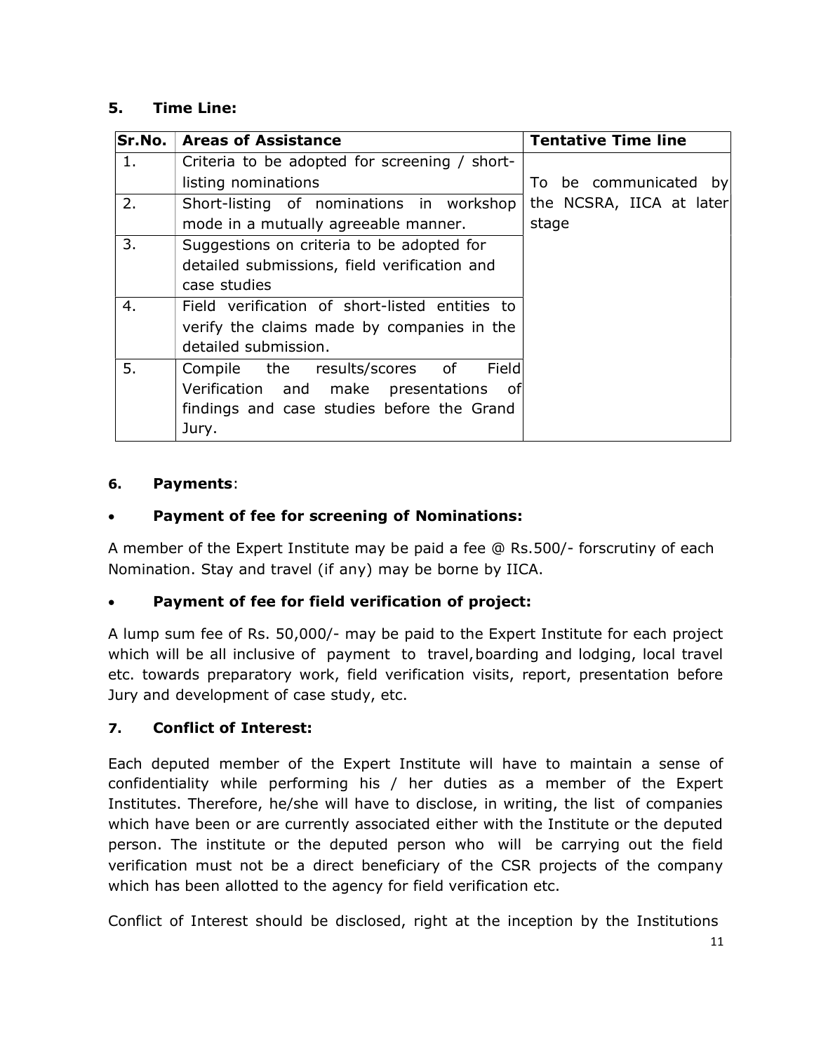## 5. Time Line:

| Sr.No. | Areas of Assistance | Tentative Time line |
|---|---|---|
| 1. | Criteria to be adopted for screening / short-listing nominations | To be communicated by the NCSRA, IICA at later stage |
| 2. | Short-listing of nominations in workshop mode in a mutually agreeable manner. | |
| 3. | Suggestions on criteria to be adopted for detailed submissions, field verification and case studies | |
| 4. | Field verification of short-listed entities to verify the claims made by companies in the detailed submission. | |
| 5. | Compile the results/scores of Field Verification and make presentations of findings and case studies before the Grand Jury. | |

## 6. Payments:

- **Payment of fee for screening of Nominations:**

A member of the Expert Institute may be paid a fee @ Rs.500/- forscrutiny of each Nomination. Stay and travel (if any) may be borne by IICA.

- **Payment of fee for field verification of project:**

A lump sum fee of Rs. 50,000/- may be paid to the Expert Institute for each project which will be all inclusive of payment to travel, boarding and lodging, local travel etc. towards preparatory work, field verification visits, report, presentation before Jury and development of case study, etc.

## 7. Conflict of Interest:

Each deputed member of the Expert Institute will have to maintain a sense of confidentiality while performing his / her duties as a member of the Expert Institutes. Therefore, he/she will have to disclose, in writing, the list of companies which have been or are currently associated either with the Institute or the deputed person. The institute or the deputed person who will be carrying out the field verification must not be a direct beneficiary of the CSR projects of the company which has been allotted to the agency for field verification etc.

Conflict of Interest should be disclosed, right at the inception by the Institutions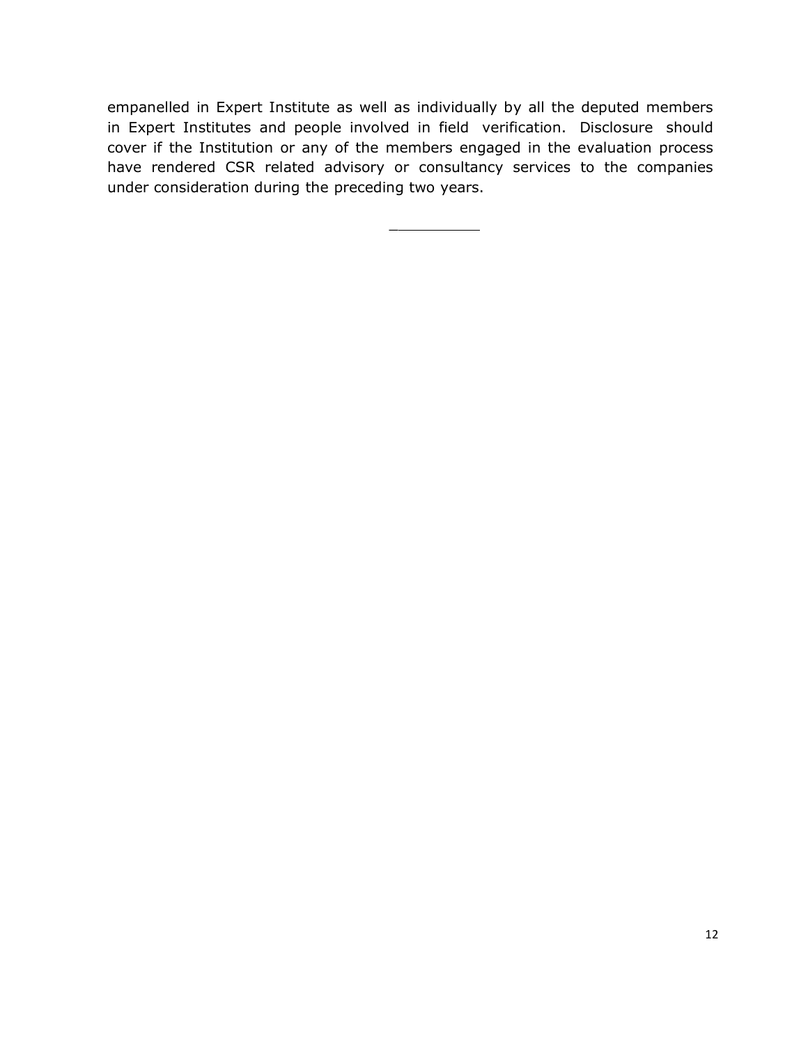empanelled in Expert Institute as well as individually by all the deputed members in Expert Institutes and people involved in field verification. Disclosure should cover if the Institution or any of the members engaged in the evaluation process have rendered CSR related advisory or consultancy services to the companies under consideration during the preceding two years.

__________